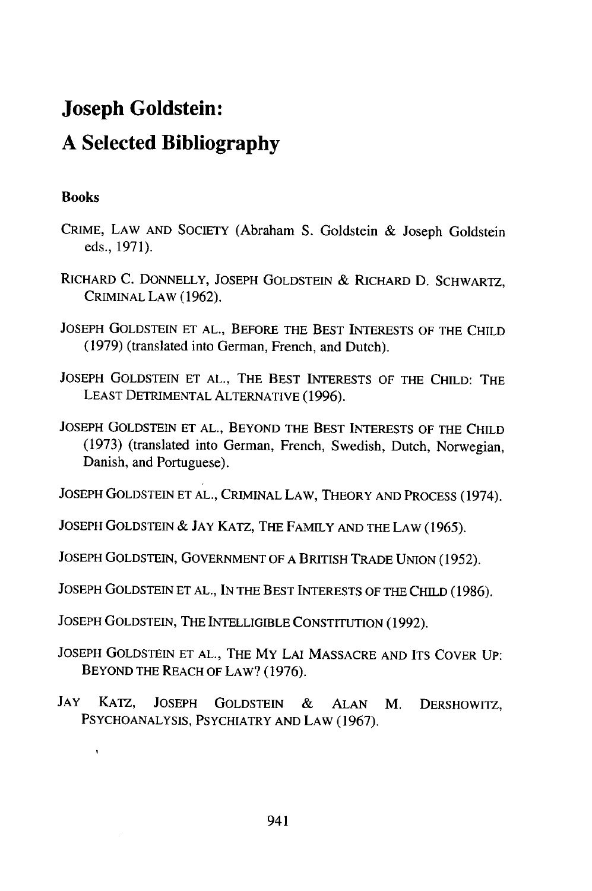# Joseph Goldstein:

# A Selected Bibliography

### Books

CRIME, LAW AND SOCIETY (Abraham S. Goldstein & Joseph Goldstein eds., 1971).

RICHARD C. DONNELLY, JOSEPH GOLDSTEIN & RICHARD D. SCHWARTZ, CRIMINAL LAW (1962).

JOSEPH GOLDSTEIN ET AL., BEFORE THE BEST INTERESTS OF THE CHILD (1979) (translated into German, French, and Dutch).

JOSEPH GOLDSTEIN ET AL., THE BEST INTERESTS OF THE CHILD: THE LEAST DETRIMENTAL ALTERNATIVE (1996).

JOSEPH GOLDSTEIN ET AL., BEYOND THE BEST INTERESTS OF THE CHILD (1973) (translated into German, French, Swedish, Dutch, Norwegian, Danish, and Portuguese).

JOSEPH GOLDSTEIN ET AL., CRIMINAL LAW, THEORY AND PROCESS (1974).

JOSEPH GOLDSTEIN & JAY KATZ, THE FAMILY AND THE LAW (1965).

JOSEPH GOLDSTEIN, GOVERNMENT OF A BRITISH TRADE UNION (1952).

JOSEPH GOLDSTEIN ET AL., IN THE BEST INTERESTS OF THE CHILD (1986).

JOSEPH GOLDSTEIN, THE INTELLIGIBLE CONSTITUTION (1992).

JOSEPH GOLDSTEIN ET AL., THE MY LAI MASSACRE AND ITS COVER UP: BEYOND THE REACH OF LAW? (1976).

JAY KATZ, JOSEPH GOLDSTEIN & ALAN M. DERSHOWITZ, PSYCHOANALYSIS, PSYCHIATRY AND LAW (1967).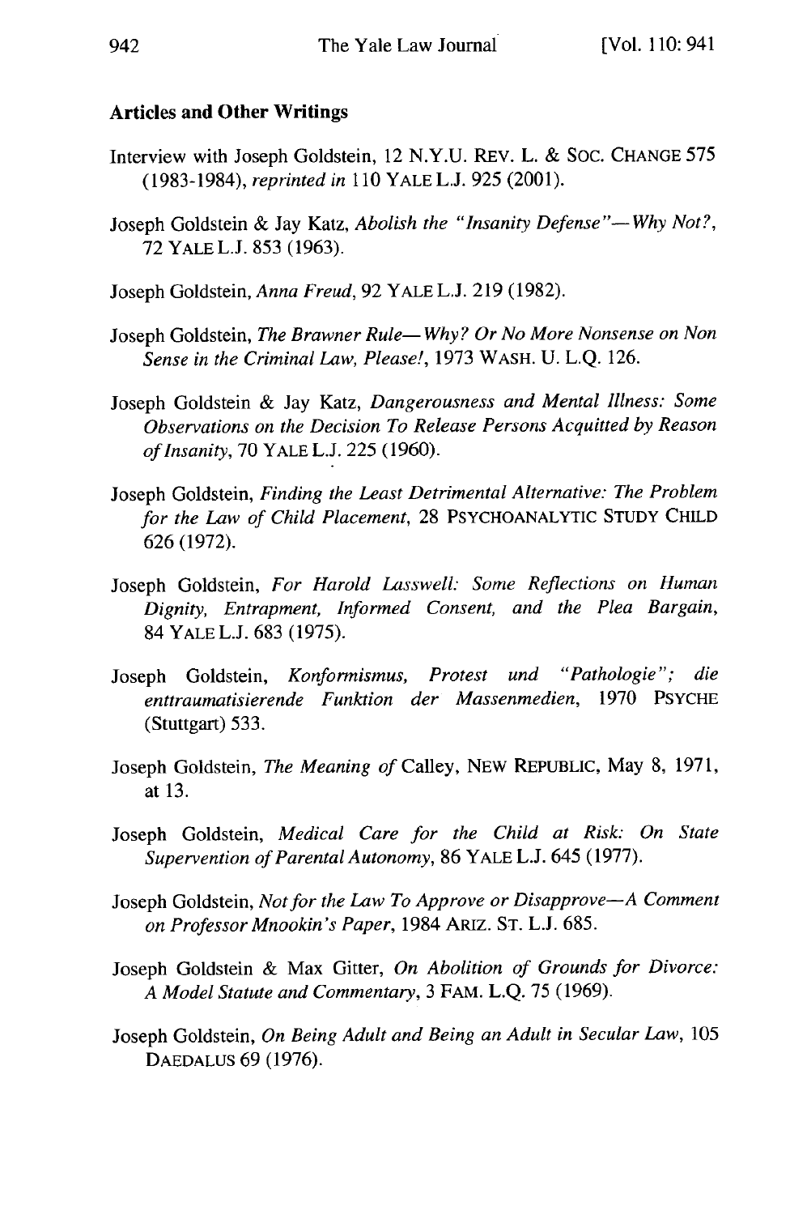**Articles and Other Writings**

Interview with Joseph Goldstein, 12 N.Y.U. REV. L. & SOC. CHANGE 575 (1983-1984), *reprinted in* 110 YALE L.J. 925 (2001).

Joseph Goldstein & Jay Katz, *Abolish the "Insanity Defense"—Why Not?*, 72 YALE L.J. 853 (1963).

Joseph Goldstein, *Anna Freud*, 92 YALE L.J. 219 (1982).

Joseph Goldstein, *The Brawner Rule—Why? Or No More Nonsense on Non Sense in the Criminal Law, Please!*, 1973 WASH. U. L.Q. 126.

Joseph Goldstein & Jay Katz, *Dangerousness and Mental Illness: Some Observations on the Decision To Release Persons Acquitted by Reason of Insanity*, 70 YALE L.J. 225 (1960).

Joseph Goldstein, *Finding the Least Detrimental Alternative: The Problem for the Law of Child Placement*, 28 PSYCHOANALYTIC STUDY CHILD 626 (1972).

Joseph Goldstein, *For Harold Lasswell: Some Reflections on Human Dignity, Entrapment, Informed Consent, and the Plea Bargain*, 84 YALE L.J. 683 (1975).

Joseph Goldstein, *Konformismus, Protest und "Pathologie"; die enttraumatisierende Funktion der Massenmedien*, 1970 PSYCHE (Stuttgart) 533.

Joseph Goldstein, *The Meaning of* Calley, NEW REPUBLIC, May 8, 1971, at 13.

Joseph Goldstein, *Medical Care for the Child at Risk: On State Supervention of Parental Autonomy*, 86 YALE L.J. 645 (1977).

Joseph Goldstein, *Not for the Law To Approve or Disapprove—A Comment on Professor Mnookin's Paper*, 1984 ARIZ. ST. L.J. 685.

Joseph Goldstein & Max Gitter, *On Abolition of Grounds for Divorce: A Model Statute and Commentary*, 3 FAM. L.Q. 75 (1969).

Joseph Goldstein, *On Being Adult and Being an Adult in Secular Law*, 105 DAEDALUS 69 (1976).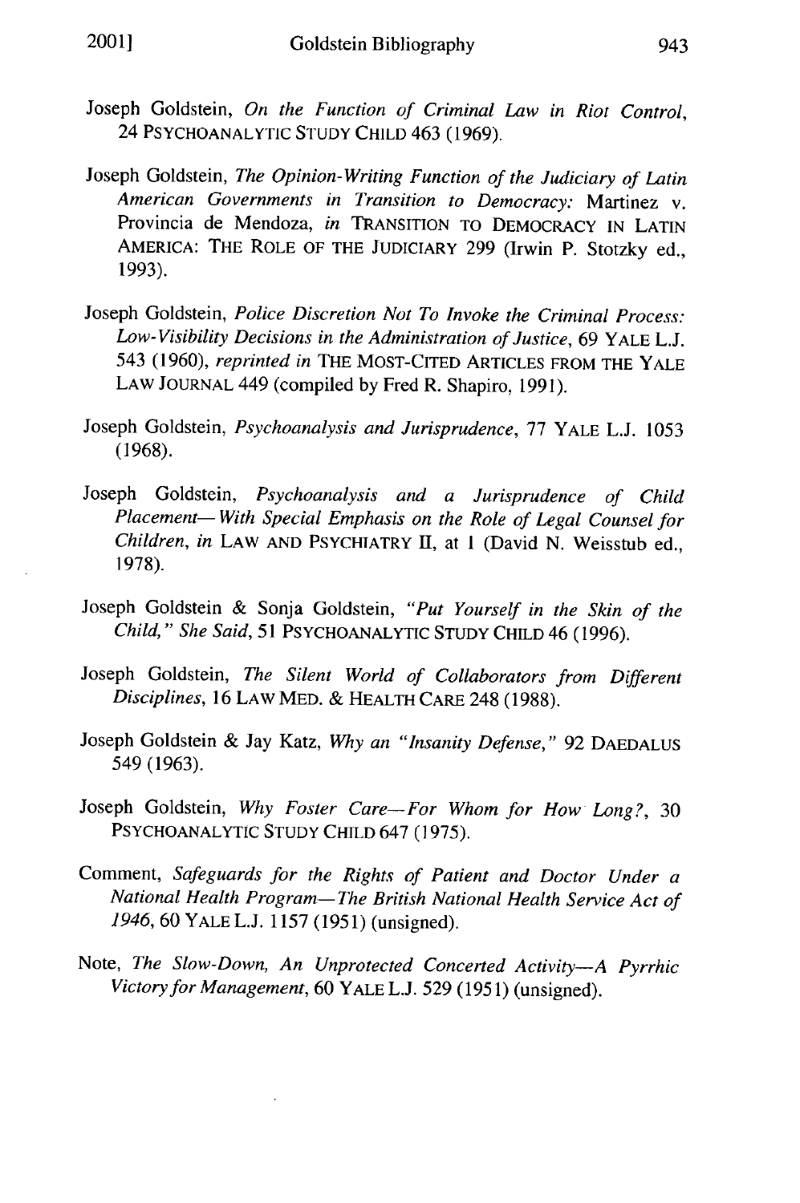Joseph Goldstein, *On the Function of Criminal Law in Riot Control*, 24 PSYCHOANALYTIC STUDY CHILD 463 (1969).

Joseph Goldstein, *The Opinion-Writing Function of the Judiciary of Latin American Governments in Transition to Democracy:* Martinez v. Provincia de Mendoza, *in* TRANSITION TO DEMOCRACY IN LATIN AMERICA: THE ROLE OF THE JUDICIARY 299 (Irwin P. Stotzky ed., 1993).

Joseph Goldstein, *Police Discretion Not To Invoke the Criminal Process: Low-Visibility Decisions in the Administration of Justice*, 69 YALE L.J. 543 (1960), *reprinted in* THE MOST-CITED ARTICLES FROM THE YALE LAW JOURNAL 449 (compiled by Fred R. Shapiro, 1991).

Joseph Goldstein, *Psychoanalysis and Jurisprudence*, 77 YALE L.J. 1053 (1968).

Joseph Goldstein, *Psychoanalysis and a Jurisprudence of Child Placement—With Special Emphasis on the Role of Legal Counsel for Children*, *in* LAW AND PSYCHIATRY II, at 1 (David N. Weisstub ed., 1978).

Joseph Goldstein & Sonja Goldstein, *"Put Yourself in the Skin of the Child," She Said*, 51 PSYCHOANALYTIC STUDY CHILD 46 (1996).

Joseph Goldstein, *The Silent World of Collaborators from Different Disciplines*, 16 LAW MED. & HEALTH CARE 248 (1988).

Joseph Goldstein & Jay Katz, *Why an "Insanity Defense,"* 92 DAEDALUS 549 (1963).

Joseph Goldstein, *Why Foster Care—For Whom for How Long?*, 30 PSYCHOANALYTIC STUDY CHILD 647 (1975).

Comment, *Safeguards for the Rights of Patient and Doctor Under a National Health Program—The British National Health Service Act of 1946*, 60 YALE L.J. 1157 (1951) (unsigned).

Note, *The Slow-Down, An Unprotected Concerted Activity—A Pyrrhic Victory for Management*, 60 YALE L.J. 529 (1951) (unsigned).